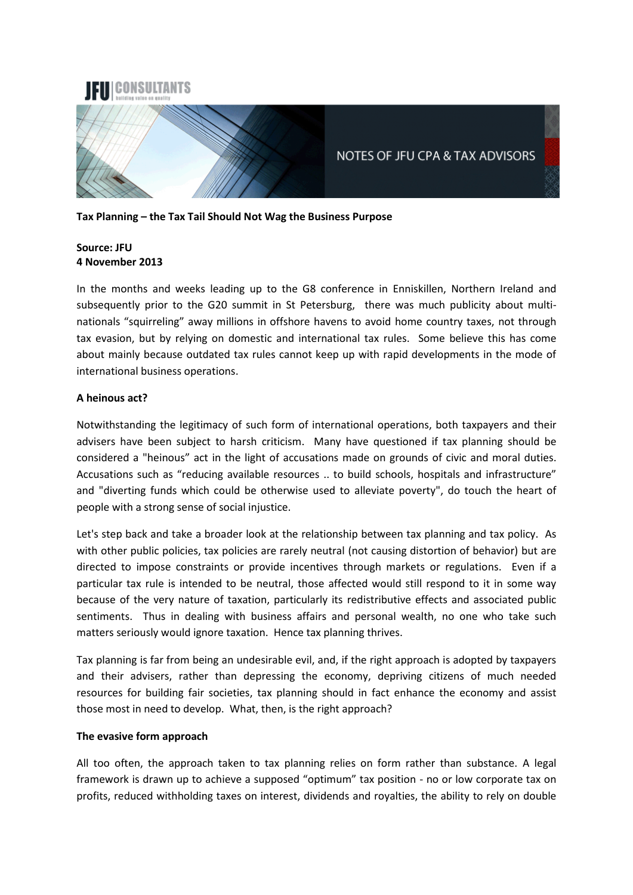JFU | CONSULTANTS

building value on quality

NOTES OF JFU CPA & TAX ADVISORS

**Tax Planning – the Tax Tail Should Not Wag the Business Purpose**

**Source: JFU**
**4 November 2013**

In the months and weeks leading up to the G8 conference in Enniskillen, Northern Ireland and subsequently prior to the G20 summit in St Petersburg, there was much publicity about multi-nationals "squirreling" away millions in offshore havens to avoid home country taxes, not through tax evasion, but by relying on domestic and international tax rules. Some believe this has come about mainly because outdated tax rules cannot keep up with rapid developments in the mode of international business operations.

**A heinous act?**

Notwithstanding the legitimacy of such form of international operations, both taxpayers and their advisers have been subject to harsh criticism. Many have questioned if tax planning should be considered a "heinous" act in the light of accusations made on grounds of civic and moral duties. Accusations such as "reducing available resources .. to build schools, hospitals and infrastructure" and "diverting funds which could be otherwise used to alleviate poverty", do touch the heart of people with a strong sense of social injustice.

Let's step back and take a broader look at the relationship between tax planning and tax policy. As with other public policies, tax policies are rarely neutral (not causing distortion of behavior) but are directed to impose constraints or provide incentives through markets or regulations. Even if a particular tax rule is intended to be neutral, those affected would still respond to it in some way because of the very nature of taxation, particularly its redistributive effects and associated public sentiments. Thus in dealing with business affairs and personal wealth, no one who take such matters seriously would ignore taxation. Hence tax planning thrives.

Tax planning is far from being an undesirable evil, and, if the right approach is adopted by taxpayers and their advisers, rather than depressing the economy, depriving citizens of much needed resources for building fair societies, tax planning should in fact enhance the economy and assist those most in need to develop. What, then, is the right approach?

**The evasive form approach**

All too often, the approach taken to tax planning relies on form rather than substance. A legal framework is drawn up to achieve a supposed "optimum" tax position - no or low corporate tax on profits, reduced withholding taxes on interest, dividends and royalties, the ability to rely on double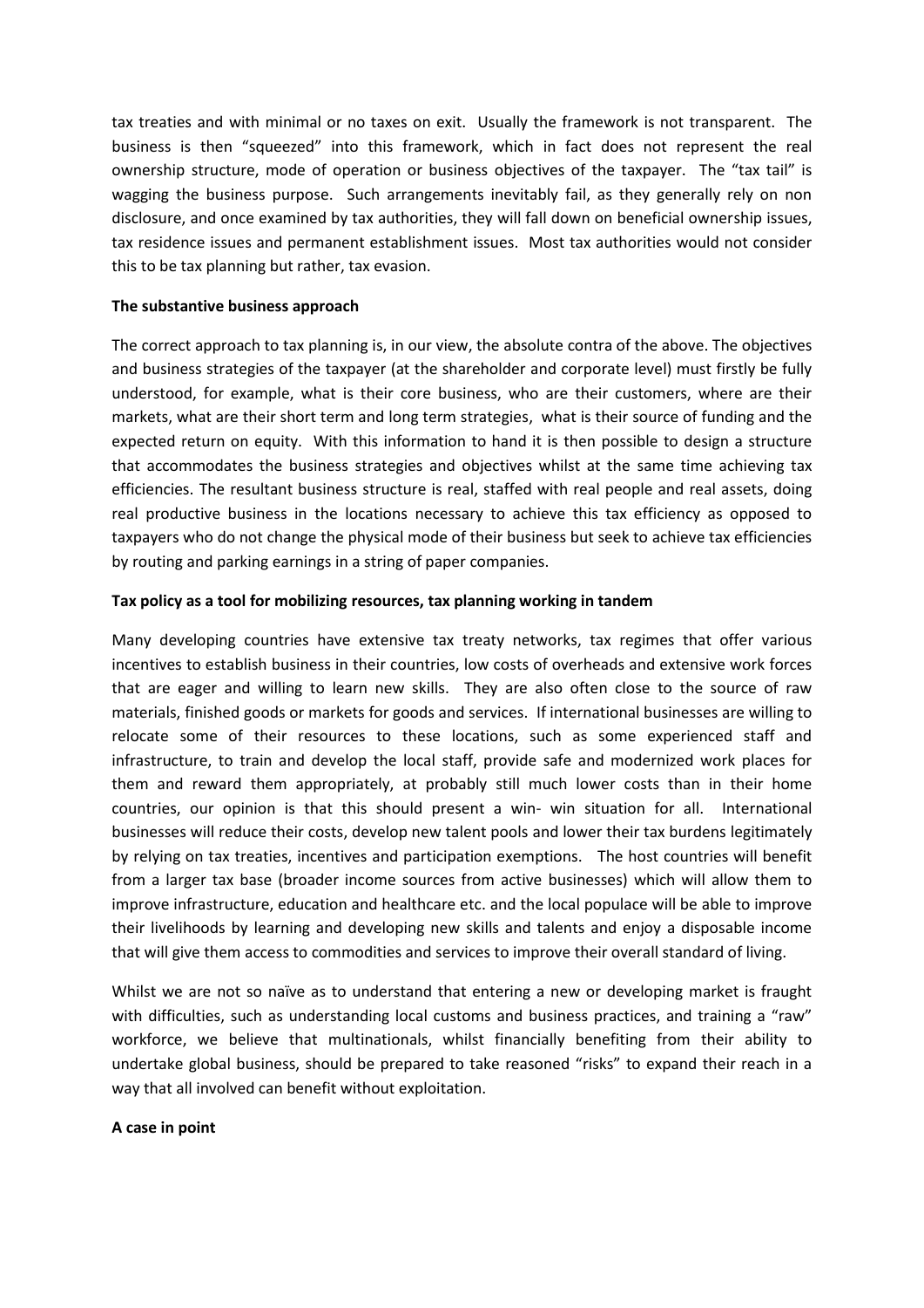tax treaties and with minimal or no taxes on exit. Usually the framework is not transparent. The business is then "squeezed" into this framework, which in fact does not represent the real ownership structure, mode of operation or business objectives of the taxpayer. The "tax tail" is wagging the business purpose. Such arrangements inevitably fail, as they generally rely on non disclosure, and once examined by tax authorities, they will fall down on beneficial ownership issues, tax residence issues and permanent establishment issues. Most tax authorities would not consider this to be tax planning but rather, tax evasion.

**The substantive business approach**

The correct approach to tax planning is, in our view, the absolute contra of the above. The objectives and business strategies of the taxpayer (at the shareholder and corporate level) must firstly be fully understood, for example, what is their core business, who are their customers, where are their markets, what are their short term and long term strategies, what is their source of funding and the expected return on equity. With this information to hand it is then possible to design a structure that accommodates the business strategies and objectives whilst at the same time achieving tax efficiencies. The resultant business structure is real, staffed with real people and real assets, doing real productive business in the locations necessary to achieve this tax efficiency as opposed to taxpayers who do not change the physical mode of their business but seek to achieve tax efficiencies by routing and parking earnings in a string of paper companies.

**Tax policy as a tool for mobilizing resources, tax planning working in tandem**

Many developing countries have extensive tax treaty networks, tax regimes that offer various incentives to establish business in their countries, low costs of overheads and extensive work forces that are eager and willing to learn new skills. They are also often close to the source of raw materials, finished goods or markets for goods and services. If international businesses are willing to relocate some of their resources to these locations, such as some experienced staff and infrastructure, to train and develop the local staff, provide safe and modernized work places for them and reward them appropriately, at probably still much lower costs than in their home countries, our opinion is that this should present a win- win situation for all. International businesses will reduce their costs, develop new talent pools and lower their tax burdens legitimately by relying on tax treaties, incentives and participation exemptions. The host countries will benefit from a larger tax base (broader income sources from active businesses) which will allow them to improve infrastructure, education and healthcare etc. and the local populace will be able to improve their livelihoods by learning and developing new skills and talents and enjoy a disposable income that will give them access to commodities and services to improve their overall standard of living.

Whilst we are not so naïve as to understand that entering a new or developing market is fraught with difficulties, such as understanding local customs and business practices, and training a "raw" workforce, we believe that multinationals, whilst financially benefiting from their ability to undertake global business, should be prepared to take reasoned "risks" to expand their reach in a way that all involved can benefit without exploitation.

**A case in point**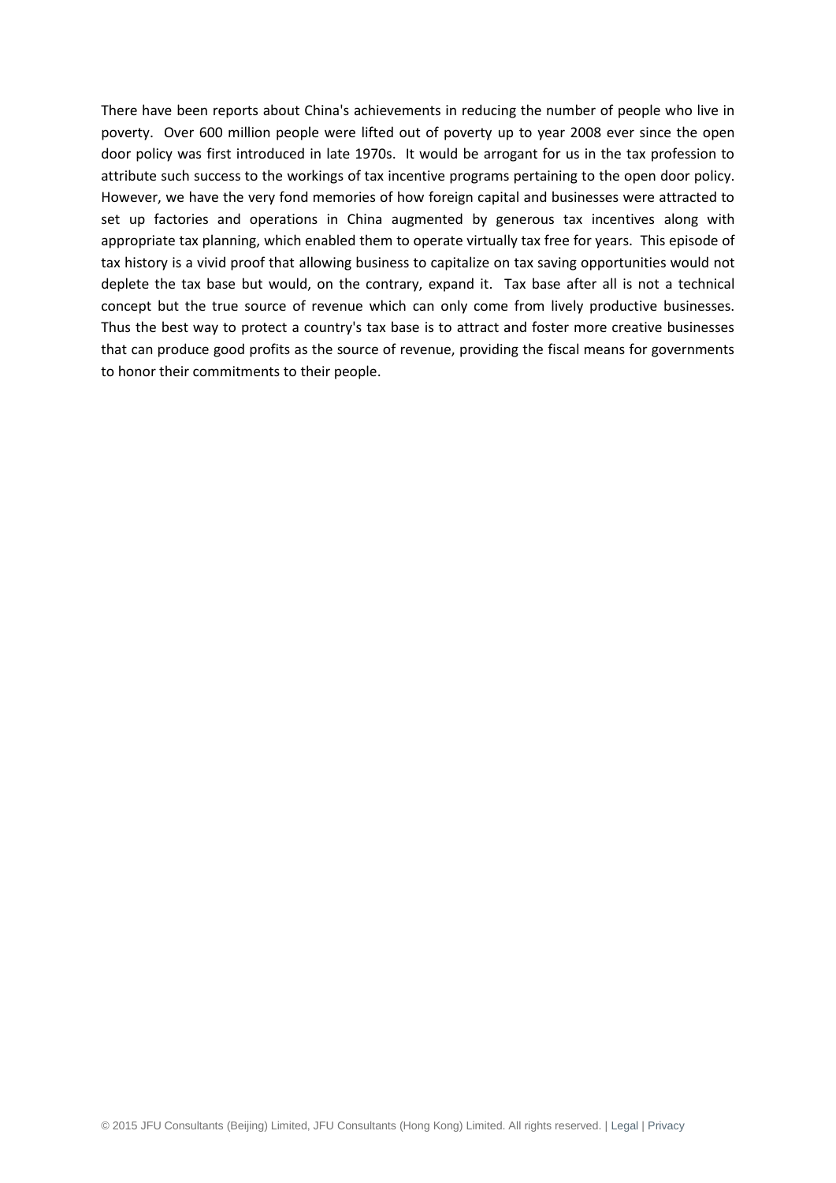There have been reports about China's achievements in reducing the number of people who live in poverty. Over 600 million people were lifted out of poverty up to year 2008 ever since the open door policy was first introduced in late 1970s. It would be arrogant for us in the tax profession to attribute such success to the workings of tax incentive programs pertaining to the open door policy. However, we have the very fond memories of how foreign capital and businesses were attracted to set up factories and operations in China augmented by generous tax incentives along with appropriate tax planning, which enabled them to operate virtually tax free for years. This episode of tax history is a vivid proof that allowing business to capitalize on tax saving opportunities would not deplete the tax base but would, on the contrary, expand it. Tax base after all is not a technical concept but the true source of revenue which can only come from lively productive businesses. Thus the best way to protect a country's tax base is to attract and foster more creative businesses that can produce good profits as the source of revenue, providing the fiscal means for governments to honor their commitments to their people.